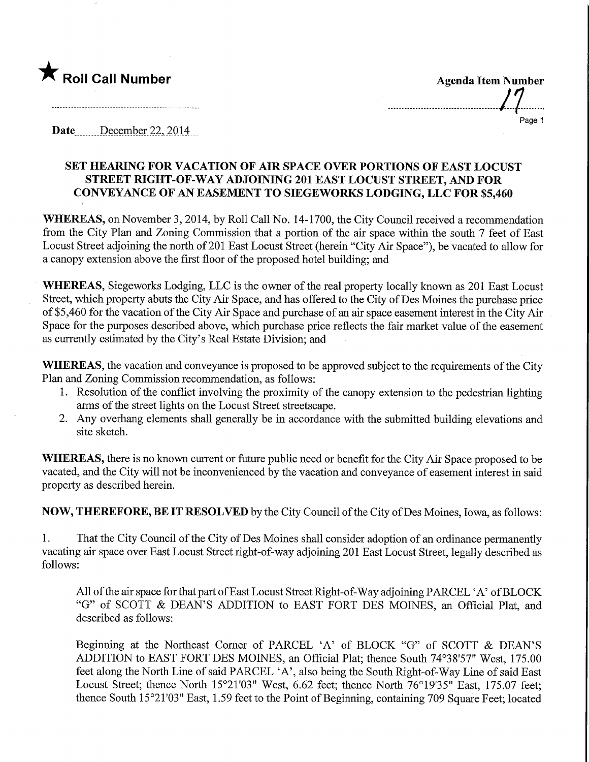★ **Roll Call Number**

**Agenda Item Number**

17

**Date** December 22, 2014

## SET HEARING FOR VACATION OF AIR SPACE OVER PORTIONS OF EAST LOCUST STREET RIGHT-OF-WAY ADJOINING 201 EAST LOCUST STREET, AND FOR CONVEYANCE OF AN EASEMENT TO SIEGEWORKS LODGING, LLC FOR $5,460

**WHEREAS,** on November 3, 2014, by Roll Call No. 14-1700, the City Council received a recommendation from the City Plan and Zoning Commission that a portion of the air space within the south 7 feet of East Locust Street adjoining the north of 201 East Locust Street (herein "City Air Space"), be vacated to allow for a canopy extension above the first floor of the proposed hotel building; and

**WHEREAS,** Siegeworks Lodging, LLC is the owner of the real property locally known as 201 East Locust Street, which property abuts the City Air Space, and has offered to the City of Des Moines the purchase price of $5,460 for the vacation of the City Air Space and purchase of an air space easement interest in the City Air Space for the purposes described above, which purchase price reflects the fair market value of the easement as currently estimated by the City's Real Estate Division; and

**WHEREAS,** the vacation and conveyance is proposed to be approved subject to the requirements of the City Plan and Zoning Commission recommendation, as follows:

1. Resolution of the conflict involving the proximity of the canopy extension to the pedestrian lighting arms of the street lights on the Locust Street streetscape.
2. Any overhang elements shall generally be in accordance with the submitted building elevations and site sketch.

**WHEREAS,** there is no known current or future public need or benefit for the City Air Space proposed to be vacated, and the City will not be inconvenienced by the vacation and conveyance of easement interest in said property as described herein.

**NOW, THEREFORE, BE IT RESOLVED** by the City Council of the City of Des Moines, Iowa, as follows:

1. That the City Council of the City of Des Moines shall consider adoption of an ordinance permanently vacating air space over East Locust Street right-of-way adjoining 201 East Locust Street, legally described as follows:

All of the air space for that part of East Locust Street Right-of-Way adjoining PARCEL 'A' of BLOCK "G" of SCOTT & DEAN'S ADDITION to EAST FORT DES MOINES, an Official Plat, and described as follows:

Beginning at the Northeast Corner of PARCEL 'A' of BLOCK "G" of SCOTT & DEAN'S ADDITION to EAST FORT DES MOINES, an Official Plat; thence South 74°38'57" West, 175.00 feet along the North Line of said PARCEL 'A', also being the South Right-of-Way Line of said East Locust Street; thence North 15°21'03" West, 6.62 feet; thence North 76°19'35" East, 175.07 feet; thence South 15°21'03" East, 1.59 feet to the Point of Beginning, containing 709 Square Feet; located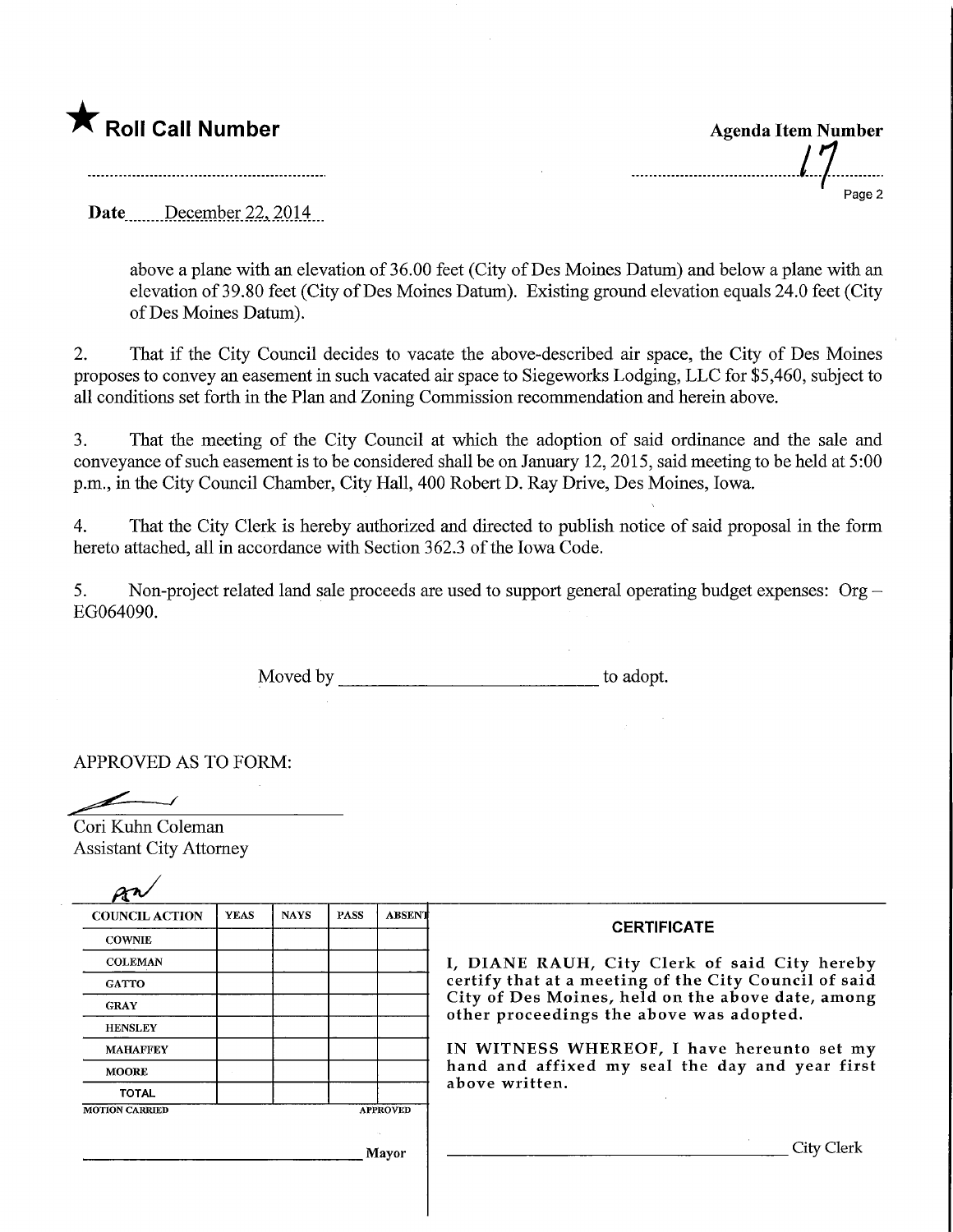★ **Roll Call Number**

**Agenda Item Number**

17

**Date** December 22, 2014

above a plane with an elevation of 36.00 feet (City of Des Moines Datum) and below a plane with an elevation of 39.80 feet (City of Des Moines Datum). Existing ground elevation equals 24.0 feet (City of Des Moines Datum).

2. That if the City Council decides to vacate the above-described air space, the City of Des Moines proposes to convey an easement in such vacated air space to Siegeworks Lodging, LLC for $5,460, subject to all conditions set forth in the Plan and Zoning Commission recommendation and herein above.

3. That the meeting of the City Council at which the adoption of said ordinance and the sale and conveyance of such easement is to be considered shall be on January 12, 2015, said meeting to be held at 5:00 p.m., in the City Council Chamber, City Hall, 400 Robert D. Ray Drive, Des Moines, Iowa.

4. That the City Clerk is hereby authorized and directed to publish notice of said proposal in the form hereto attached, all in accordance with Section 362.3 of the Iowa Code.

5. Non-project related land sale proceeds are used to support general operating budget expenses: Org – EG064090.

Moved by ____________________ to adopt.

APPROVED AS TO FORM:

Cori Kuhn Coleman
Assistant City Attorney

| COUNCIL ACTION | YEAS | NAYS | PASS | ABSENT |
|---|---|---|---|---|
| COWNIE | | | | |
| COLEMAN | | | | |
| GATTO | | | | |
| GRAY | | | | |
| HENSLEY | | | | |
| MAHAFFEY | | | | |
| MOORE | | | | |
| TOTAL | | | | |

MOTION CARRIED APPROVED

____________________ Mayor

**CERTIFICATE**

I, DIANE RAUH, City Clerk of said City hereby certify that at a meeting of the City Council of said City of Des Moines, held on the above date, among other proceedings the above was adopted.

IN WITNESS WHEREOF, I have hereunto set my hand and affixed my seal the day and year first above written.

____________________ City Clerk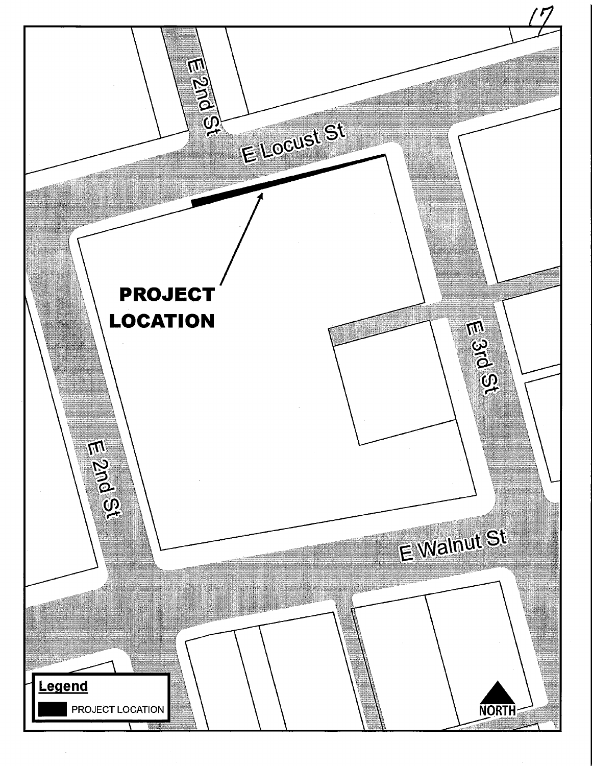17

E 2nd St

E Locust St

PROJECT LOCATION

E 3rd St

E 2nd St

E Walnut St

**Legend**

PROJECT LOCATION

NORTH